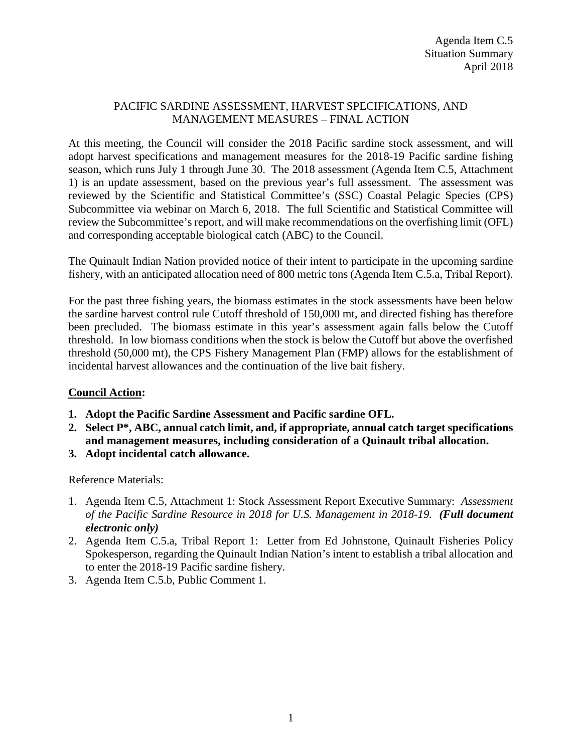Agenda Item C.5
Situation Summary
April 2018

# PACIFIC SARDINE ASSESSMENT, HARVEST SPECIFICATIONS, AND MANAGEMENT MEASURES – FINAL ACTION

At this meeting, the Council will consider the 2018 Pacific sardine stock assessment, and will adopt harvest specifications and management measures for the 2018-19 Pacific sardine fishing season, which runs July 1 through June 30. The 2018 assessment (Agenda Item C.5, Attachment 1) is an update assessment, based on the previous year's full assessment. The assessment was reviewed by the Scientific and Statistical Committee's (SSC) Coastal Pelagic Species (CPS) Subcommittee via webinar on March 6, 2018. The full Scientific and Statistical Committee will review the Subcommittee's report, and will make recommendations on the overfishing limit (OFL) and corresponding acceptable biological catch (ABC) to the Council.

The Quinault Indian Nation provided notice of their intent to participate in the upcoming sardine fishery, with an anticipated allocation need of 800 metric tons (Agenda Item C.5.a, Tribal Report).

For the past three fishing years, the biomass estimates in the stock assessments have been below the sardine harvest control rule Cutoff threshold of 150,000 mt, and directed fishing has therefore been precluded. The biomass estimate in this year's assessment again falls below the Cutoff threshold. In low biomass conditions when the stock is below the Cutoff but above the overfished threshold (50,000 mt), the CPS Fishery Management Plan (FMP) allows for the establishment of incidental harvest allowances and the continuation of the live bait fishery.

## Council Action:

1. **Adopt the Pacific Sardine Assessment and Pacific sardine OFL.**
2. **Select P*, ABC, annual catch limit, and, if appropriate, annual catch target specifications and management measures, including consideration of a Quinault tribal allocation.**
3. **Adopt incidental catch allowance.**

Reference Materials:

1. Agenda Item C.5, Attachment 1: Stock Assessment Report Executive Summary: *Assessment of the Pacific Sardine Resource in 2018 for U.S. Management in 2018-19.* ***(Full document electronic only)***
2. Agenda Item C.5.a, Tribal Report 1: Letter from Ed Johnstone, Quinault Fisheries Policy Spokesperson, regarding the Quinault Indian Nation's intent to establish a tribal allocation and to enter the 2018-19 Pacific sardine fishery.
3. Agenda Item C.5.b, Public Comment 1.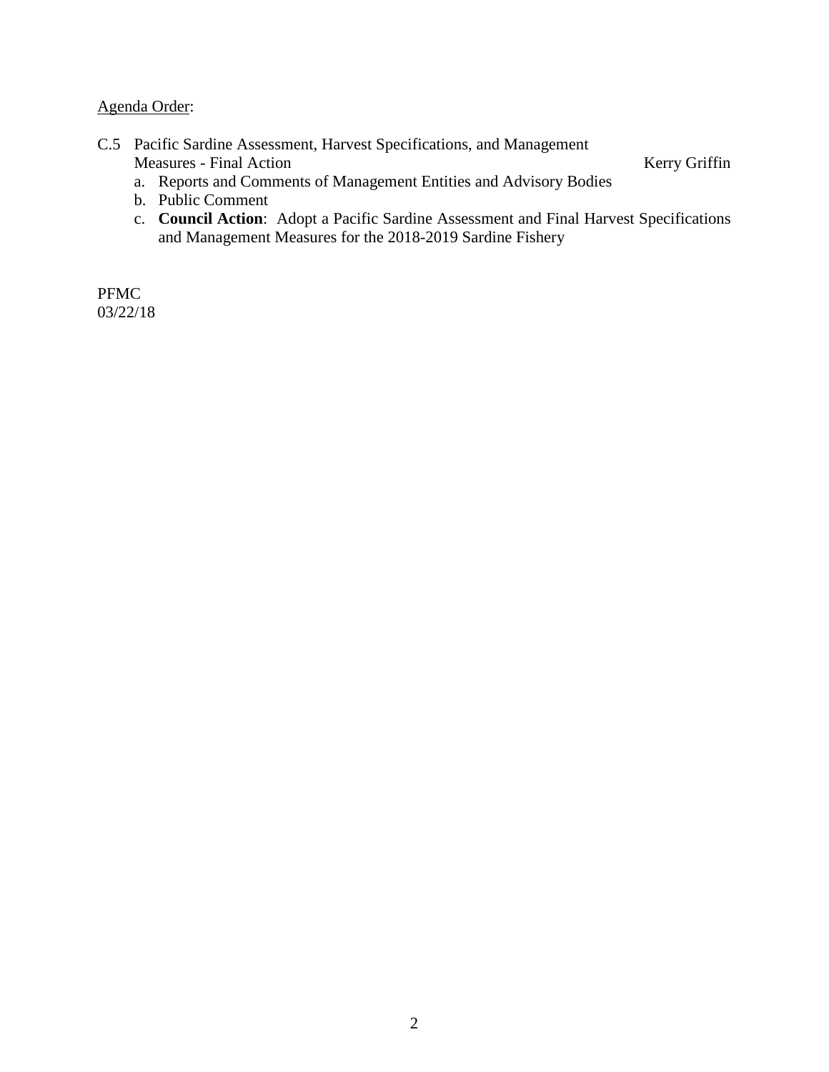Agenda Order:

C.5 Pacific Sardine Assessment, Harvest Specifications, and Management Measures - Final Action — Kerry Griffin

a. Reports and Comments of Management Entities and Advisory Bodies
b. Public Comment
c. **Council Action**: Adopt a Pacific Sardine Assessment and Final Harvest Specifications and Management Measures for the 2018-2019 Sardine Fishery

PFMC
03/22/18